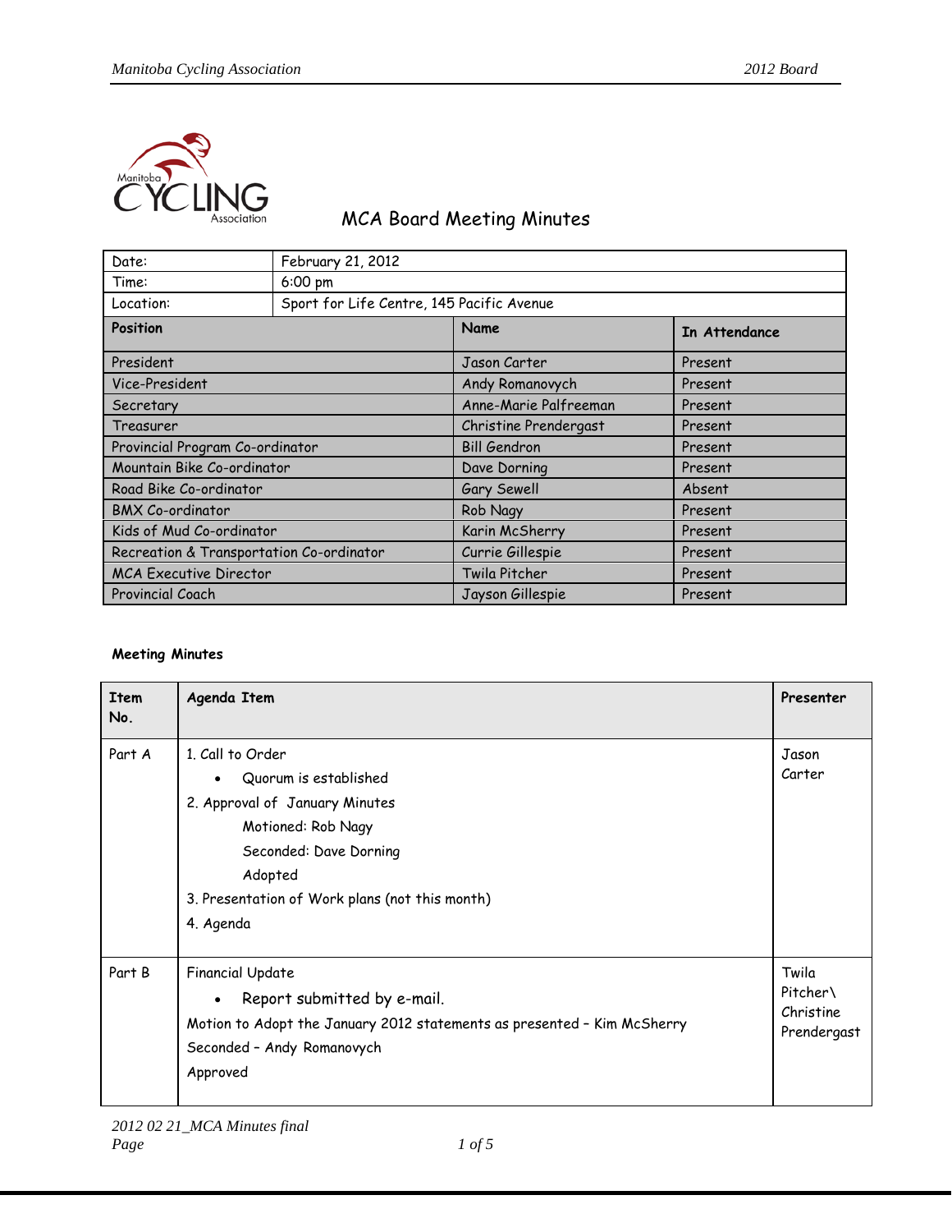# MCA Board Meeting Minutes

| Date: | February 21, 2012 | |
|---|---|---|
| Time: | 6:00 pm | |
| Location: | Sport for Life Centre, 145 Pacific Avenue | |
| **Position** | **Name** | **In Attendance** |
| President | Jason Carter | Present |
| Vice-President | Andy Romanovych | Present |
| Secretary | Anne-Marie Palfreeman | Present |
| Treasurer | Christine Prendergast | Present |
| Provincial Program Co-ordinator | Bill Gendron | Present |
| Mountain Bike Co-ordinator | Dave Dorning | Present |
| Road Bike Co-ordinator | Gary Sewell | Absent |
| BMX Co-ordinator | Rob Nagy | Present |
| Kids of Mud Co-ordinator | Karin McSherry | Present |
| Recreation & Transportation Co-ordinator | Currie Gillespie | Present |
| MCA Executive Director | Twila Pitcher | Present |
| Provincial Coach | Jayson Gillespie | Present |

**Meeting Minutes**

| Item No. | Agenda Item | Presenter |
|---|---|---|
| Part A | 1. Call to Order<br>• Quorum is established<br>2. Approval of January Minutes<br>Motioned: Rob Nagy<br>Seconded: Dave Dorning<br>Adopted<br>3. Presentation of Work plans (not this month)<br>4. Agenda | Jason Carter |
| Part B | Financial Update<br>• Report submitted by e-mail.<br>Motion to Adopt the January 2012 statements as presented – Kim McSherry<br>Seconded – Andy Romanovych<br>Approved | Twila Pitcher\ Christine Prendergast |

2012 02 21_MCA Minutes final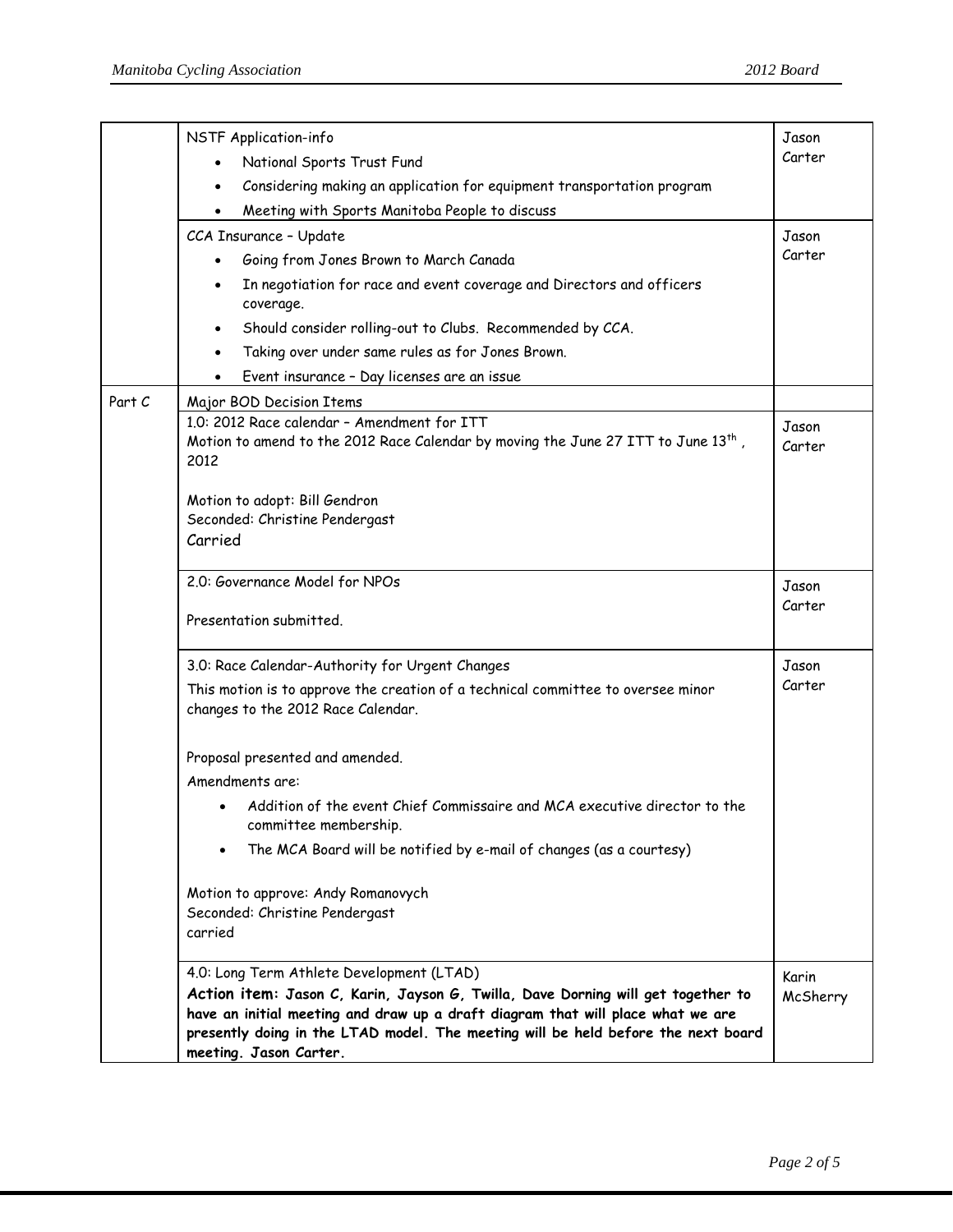| | | |
|---|---|---|
| | NSTF Application-info<br>• National Sports Trust Fund<br>• Considering making an application for equipment transportation program<br>• Meeting with Sports Manitoba People to discuss | Jason Carter |
| | CCA Insurance – Update<br>• Going from Jones Brown to March Canada<br>• In negotiation for race and event coverage and Directors and officers coverage.<br>• Should consider rolling-out to Clubs. Recommended by CCA.<br>• Taking over under same rules as for Jones Brown.<br>• Event insurance – Day licenses are an issue | Jason Carter |
| Part C | Major BOD Decision Items | |
| | 1.0: 2012 Race calendar – Amendment for ITT<br>Motion to amend to the 2012 Race Calendar by moving the June 27 ITT to June 13th, 2012<br><br>Motion to adopt: Bill Gendron<br>Seconded: Christine Pendergast<br>Carried | Jason Carter |
| | 2.0: Governance Model for NPOs<br><br>Presentation submitted. | Jason Carter |
| | 3.0: Race Calendar-Authority for Urgent Changes<br>This motion is to approve the creation of a technical committee to oversee minor changes to the 2012 Race Calendar.<br><br>Proposal presented and amended.<br>Amendments are:<br>• Addition of the event Chief Commissaire and MCA executive director to the committee membership.<br>• The MCA Board will be notified by e-mail of changes (as a courtesy)<br><br>Motion to approve: Andy Romanovych<br>Seconded: Christine Pendergast<br>carried | Jason Carter |
| | 4.0: Long Term Athlete Development (LTAD)<br>**Action item: Jason C, Karin, Jayson G, Twilla, Dave Dorning will get together to have an initial meeting and draw up a draft diagram that will place what we are presently doing in the LTAD model. The meeting will be held before the next board meeting. Jason Carter.** | Karin McSherry |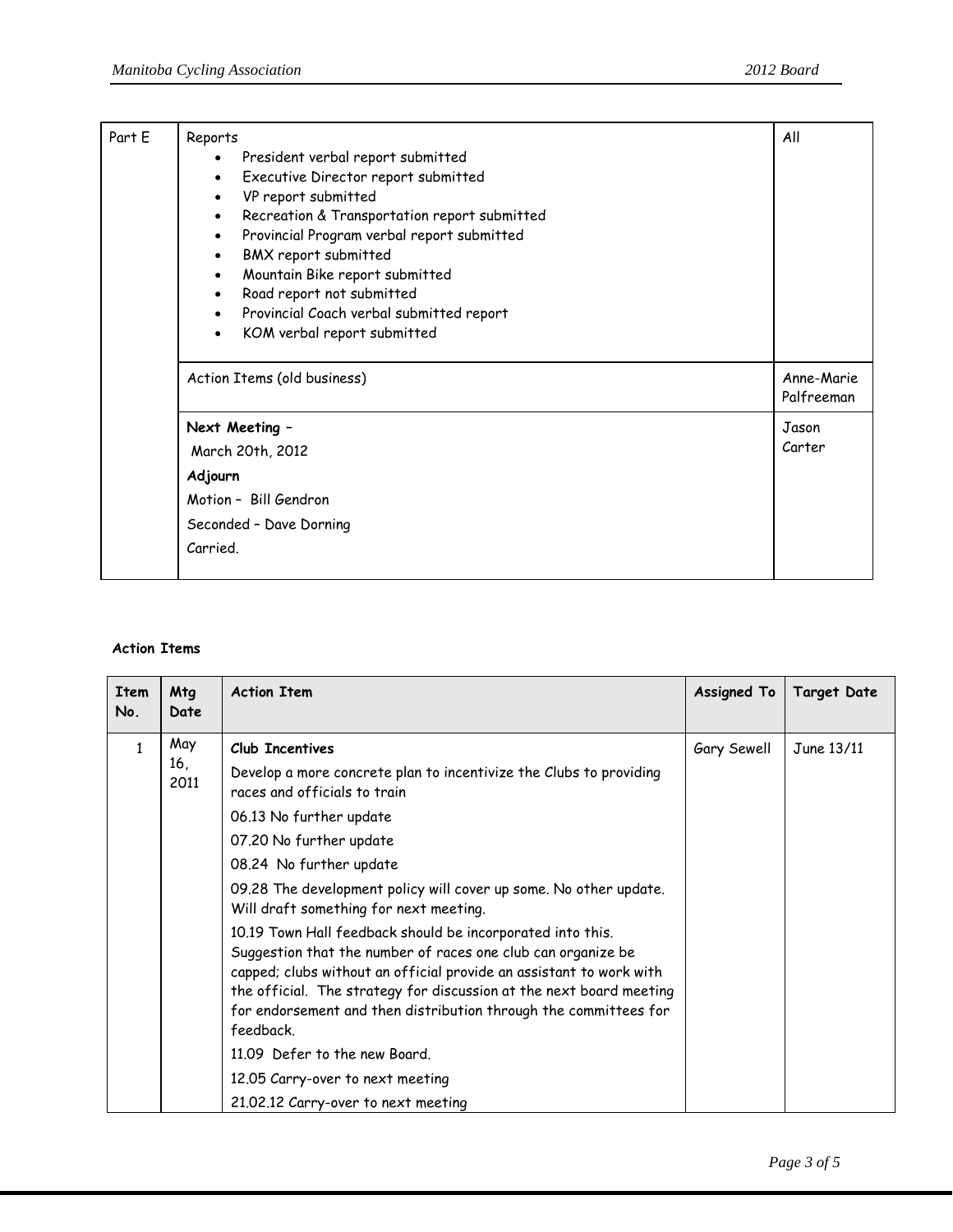| Part E | Reports<br>• President verbal report submitted<br>• Executive Director report submitted<br>• VP report submitted<br>• Recreation & Transportation report submitted<br>• Provincial Program verbal report submitted<br>• BMX report submitted<br>• Mountain Bike report submitted<br>• Road report not submitted<br>• Provincial Coach verbal submitted report<br>• KOM verbal report submitted | All |
|---|---|---|
| | Action Items (old business) | Anne-Marie Palfreeman |
| | **Next Meeting –**<br>March 20th, 2012<br>**Adjourn**<br>Motion – Bill Gendron<br>Seconded – Dave Dorning<br>Carried. | Jason Carter |

**Action Items**

| Item No. | Mtg Date | Action Item | Assigned To | Target Date |
|---|---|---|---|---|
| 1 | May 16, 2011 | **Club Incentives**<br>Develop a more concrete plan to incentivize the Clubs to providing races and officials to train<br>06.13 No further update<br>07.20 No further update<br>08.24 No further update<br>09.28 The development policy will cover up some. No other update. Will draft something for next meeting.<br>10.19 Town Hall feedback should be incorporated into this. Suggestion that the number of races one club can organize be capped; clubs without an official provide an assistant to work with the official. The strategy for discussion at the next board meeting for endorsement and then distribution through the committees for feedback.<br>11.09 Defer to the new Board.<br>12.05 Carry-over to next meeting<br>21.02.12 Carry-over to next meeting | Gary Sewell | June 13/11 |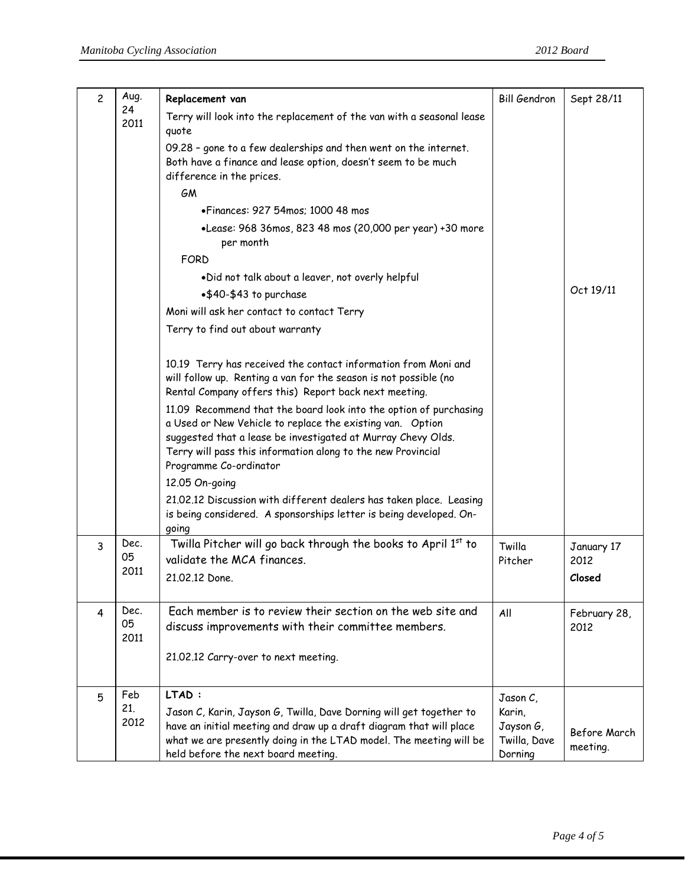| | | | | |
|---|---|---|---|---|
| 2 | Aug. 24 2011 | **Replacement van**<br>Terry will look into the replacement of the van with a seasonal lease quote<br>09.28 – gone to a few dealerships and then went on the internet. Both have a finance and lease option, doesn't seem to be much difference in the prices.<br>GM<br>• Finances: 927 54mos; 1000 48 mos<br>• Lease: 968 36mos, 823 48 mos (20,000 per year) +30 more per month<br>FORD<br>• Did not talk about a leaver, not overly helpful<br>• $40-$43 to purchase<br>Moni will ask her contact to contact Terry<br>Terry to find out about warranty<br><br>10.19 Terry has received the contact information from Moni and will follow up. Renting a van for the season is not possible (no Rental Company offers this) Report back next meeting.<br>11.09 Recommend that the board look into the option of purchasing a Used or New Vehicle to replace the existing van. Option suggested that a lease be investigated at Murray Chevy Olds. Terry will pass this information along to the new Provincial Programme Co-ordinator<br>12.05 On-going<br>21.02.12 Discussion with different dealers has taken place. Leasing is being considered. A sponsorships letter is being developed. On-going | Bill Gendron | Sept 28/11<br><br>Oct 19/11 |
| 3 | Dec. 05 2011 | Twilla Pitcher will go back through the books to April 1st to validate the MCA finances.<br>21.02.12 Done. | Twilla Pitcher | January 17 2012<br>**Closed** |
| 4 | Dec. 05 2011 | Each member is to review their section on the web site and discuss improvements with their committee members.<br><br>21.02.12 Carry-over to next meeting. | All | February 28, 2012 |
| 5 | Feb 21. 2012 | **LTAD :**<br>Jason C, Karin, Jayson G, Twilla, Dave Dorning will get together to have an initial meeting and draw up a draft diagram that will place what we are presently doing in the LTAD model. The meeting will be held before the next board meeting. | Jason C, Karin, Jayson G, Twilla, Dave Dorning | Before March meeting. |